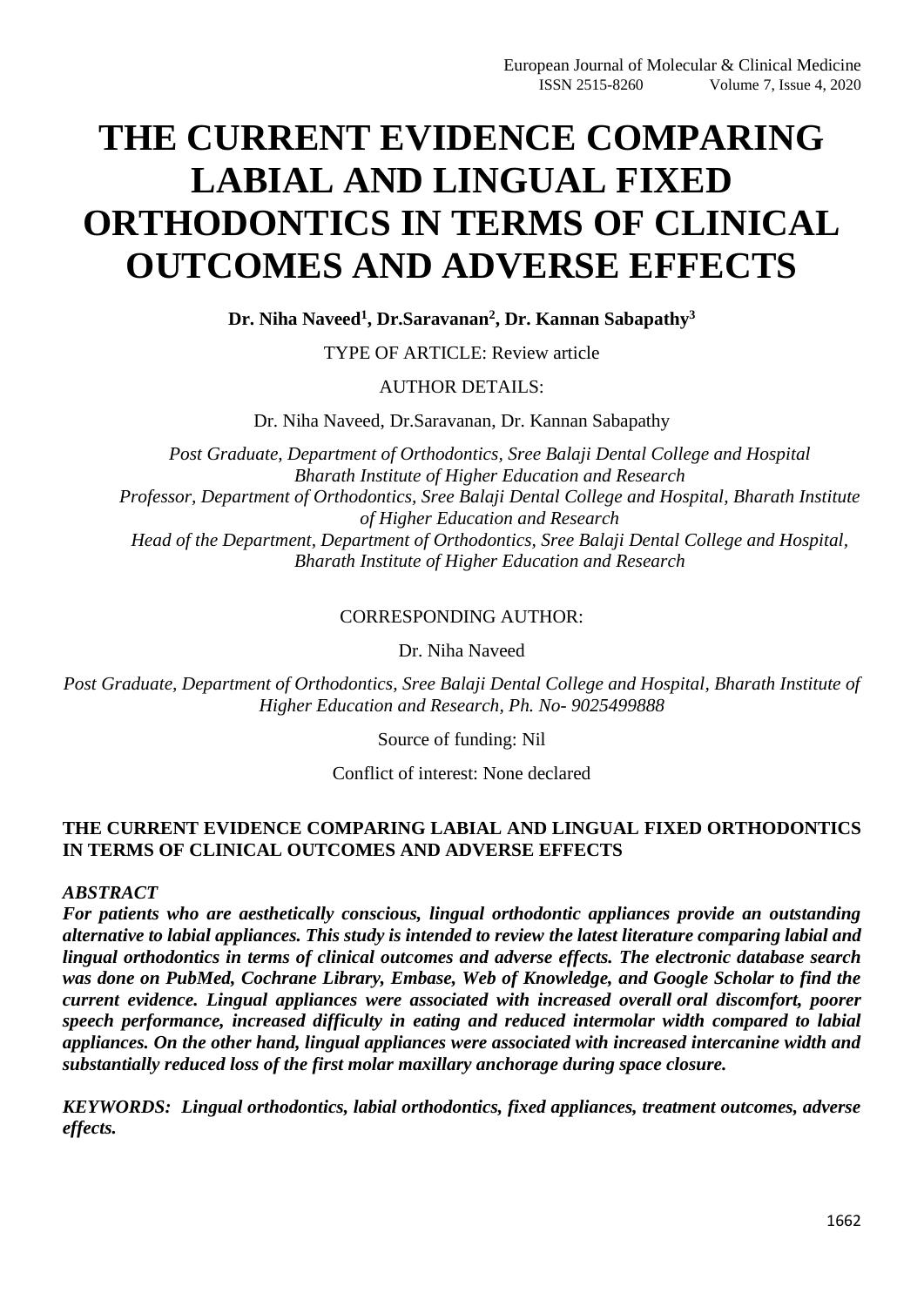# THE CURRENT EVIDENCE COMPARING LABIAL AND LINGUAL FIXED ORTHODONTICS IN TERMS OF CLINICAL OUTCOMES AND ADVERSE EFFECTS

**Dr. Niha Naveed[1], Dr.Saravanan[2], Dr. Kannan Sabapathy[3]**

TYPE OF ARTICLE: Review article

AUTHOR DETAILS:

Dr. Niha Naveed, Dr.Saravanan, Dr. Kannan Sabapathy

*Post Graduate, Department of Orthodontics, Sree Balaji Dental College and Hospital Bharath Institute of Higher Education and Research*
*Professor, Department of Orthodontics, Sree Balaji Dental College and Hospital, Bharath Institute of Higher Education and Research*
*Head of the Department, Department of Orthodontics, Sree Balaji Dental College and Hospital, Bharath Institute of Higher Education and Research*

CORRESPONDING AUTHOR:

Dr. Niha Naveed

*Post Graduate, Department of Orthodontics, Sree Balaji Dental College and Hospital, Bharath Institute of Higher Education and Research, Ph. No- 9025499888*

Source of funding: Nil

Conflict of interest: None declared

**THE CURRENT EVIDENCE COMPARING LABIAL AND LINGUAL FIXED ORTHODONTICS IN TERMS OF CLINICAL OUTCOMES AND ADVERSE EFFECTS**

***ABSTRACT***

***For patients who are aesthetically conscious, lingual orthodontic appliances provide an outstanding alternative to labial appliances. This study is intended to review the latest literature comparing labial and lingual orthodontics in terms of clinical outcomes and adverse effects. The electronic database search was done on PubMed, Cochrane Library, Embase, Web of Knowledge, and Google Scholar to find the current evidence. Lingual appliances were associated with increased overall oral discomfort, poorer speech performance, increased difficulty in eating and reduced intermolar width compared to labial appliances. On the other hand, lingual appliances were associated with increased intercanine width and substantially reduced loss of the first molar maxillary anchorage during space closure.***

***KEYWORDS: Lingual orthodontics, labial orthodontics, fixed appliances, treatment outcomes, adverse effects.***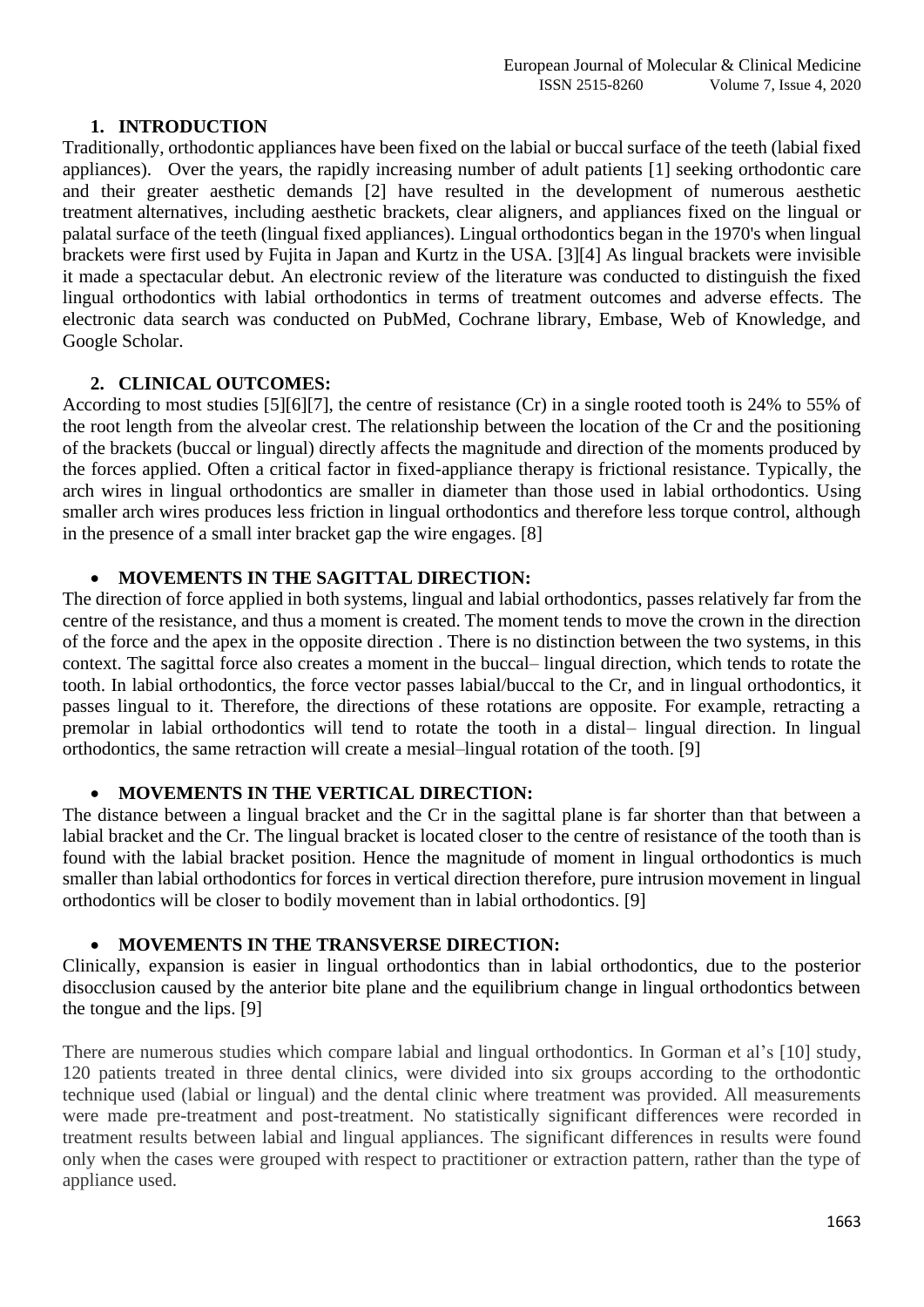## 1. INTRODUCTION

Traditionally, orthodontic appliances have been fixed on the labial or buccal surface of the teeth (labial fixed appliances). Over the years, the rapidly increasing number of adult patients [1] seeking orthodontic care and their greater aesthetic demands [2] have resulted in the development of numerous aesthetic treatment alternatives, including aesthetic brackets, clear aligners, and appliances fixed on the lingual or palatal surface of the teeth (lingual fixed appliances). Lingual orthodontics began in the 1970's when lingual brackets were first used by Fujita in Japan and Kurtz in the USA. [3][4] As lingual brackets were invisible it made a spectacular debut. An electronic review of the literature was conducted to distinguish the fixed lingual orthodontics with labial orthodontics in terms of treatment outcomes and adverse effects. The electronic data search was conducted on PubMed, Cochrane library, Embase, Web of Knowledge, and Google Scholar.

## 2. CLINICAL OUTCOMES:

According to most studies [5][6][7], the centre of resistance (Cr) in a single rooted tooth is 24% to 55% of the root length from the alveolar crest. The relationship between the location of the Cr and the positioning of the brackets (buccal or lingual) directly affects the magnitude and direction of the moments produced by the forces applied. Often a critical factor in fixed-appliance therapy is frictional resistance. Typically, the arch wires in lingual orthodontics are smaller in diameter than those used in labial orthodontics. Using smaller arch wires produces less friction in lingual orthodontics and therefore less torque control, although in the presence of a small inter bracket gap the wire engages. [8]

- **MOVEMENTS IN THE SAGITTAL DIRECTION:**

The direction of force applied in both systems, lingual and labial orthodontics, passes relatively far from the centre of the resistance, and thus a moment is created. The moment tends to move the crown in the direction of the force and the apex in the opposite direction . There is no distinction between the two systems, in this context. The sagittal force also creates a moment in the buccal– lingual direction, which tends to rotate the tooth. In labial orthodontics, the force vector passes labial/buccal to the Cr, and in lingual orthodontics, it passes lingual to it. Therefore, the directions of these rotations are opposite. For example, retracting a premolar in labial orthodontics will tend to rotate the tooth in a distal– lingual direction. In lingual orthodontics, the same retraction will create a mesial–lingual rotation of the tooth. [9]

- **MOVEMENTS IN THE VERTICAL DIRECTION:**

The distance between a lingual bracket and the Cr in the sagittal plane is far shorter than that between a labial bracket and the Cr. The lingual bracket is located closer to the centre of resistance of the tooth than is found with the labial bracket position. Hence the magnitude of moment in lingual orthodontics is much smaller than labial orthodontics for forces in vertical direction therefore, pure intrusion movement in lingual orthodontics will be closer to bodily movement than in labial orthodontics. [9]

- **MOVEMENTS IN THE TRANSVERSE DIRECTION:**

Clinically, expansion is easier in lingual orthodontics than in labial orthodontics, due to the posterior disocclusion caused by the anterior bite plane and the equilibrium change in lingual orthodontics between the tongue and the lips. [9]

There are numerous studies which compare labial and lingual orthodontics. In Gorman et al's [10] study, 120 patients treated in three dental clinics, were divided into six groups according to the orthodontic technique used (labial or lingual) and the dental clinic where treatment was provided. All measurements were made pre-treatment and post-treatment. No statistically significant differences were recorded in treatment results between labial and lingual appliances. The significant differences in results were found only when the cases were grouped with respect to practitioner or extraction pattern, rather than the type of appliance used.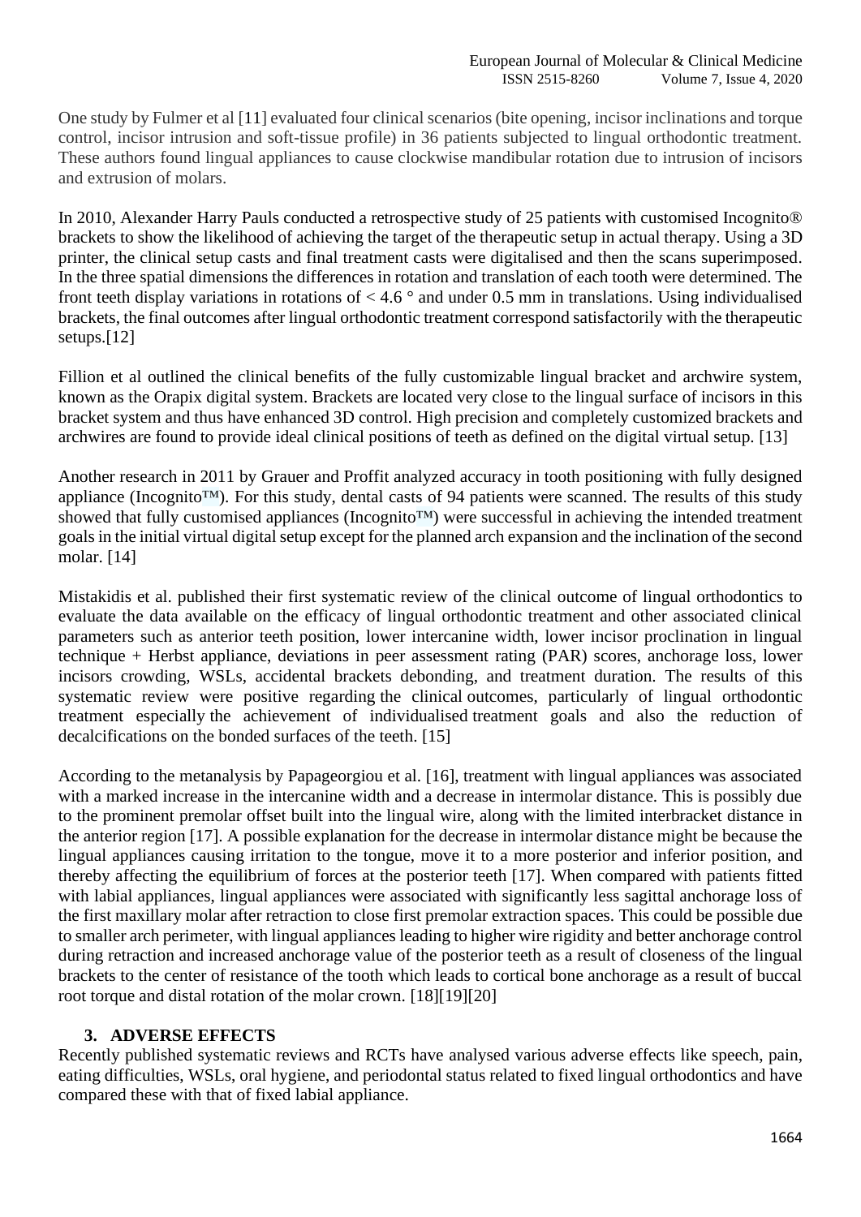One study by Fulmer et al [11] evaluated four clinical scenarios (bite opening, incisor inclinations and torque control, incisor intrusion and soft-tissue profile) in 36 patients subjected to lingual orthodontic treatment. These authors found lingual appliances to cause clockwise mandibular rotation due to intrusion of incisors and extrusion of molars.

In 2010, Alexander Harry Pauls conducted a retrospective study of 25 patients with customised Incognito® brackets to show the likelihood of achieving the target of the therapeutic setup in actual therapy. Using a 3D printer, the clinical setup casts and final treatment casts were digitalised and then the scans superimposed. In the three spatial dimensions the differences in rotation and translation of each tooth were determined. The front teeth display variations in rotations of < 4.6 ° and under 0.5 mm in translations. Using individualised brackets, the final outcomes after lingual orthodontic treatment correspond satisfactorily with the therapeutic setups.[12]

Fillion et al outlined the clinical benefits of the fully customizable lingual bracket and archwire system, known as the Orapix digital system. Brackets are located very close to the lingual surface of incisors in this bracket system and thus have enhanced 3D control. High precision and completely customized brackets and archwires are found to provide ideal clinical positions of teeth as defined on the digital virtual setup. [13]

Another research in 2011 by Grauer and Proffit analyzed accuracy in tooth positioning with fully designed appliance (Incognito™). For this study, dental casts of 94 patients were scanned. The results of this study showed that fully customised appliances (Incognito™) were successful in achieving the intended treatment goals in the initial virtual digital setup except for the planned arch expansion and the inclination of the second molar. [14]

Mistakidis et al. published their first systematic review of the clinical outcome of lingual orthodontics to evaluate the data available on the efficacy of lingual orthodontic treatment and other associated clinical parameters such as anterior teeth position, lower intercanine width, lower incisor proclination in lingual technique + Herbst appliance, deviations in peer assessment rating (PAR) scores, anchorage loss, lower incisors crowding, WSLs, accidental brackets debonding, and treatment duration. The results of this systematic review were positive regarding the clinical outcomes, particularly of lingual orthodontic treatment especially the achievement of individualised treatment goals and also the reduction of decalcifications on the bonded surfaces of the teeth. [15]

According to the metanalysis by Papageorgiou et al. [16], treatment with lingual appliances was associated with a marked increase in the intercanine width and a decrease in intermolar distance. This is possibly due to the prominent premolar offset built into the lingual wire, along with the limited interbracket distance in the anterior region [17]. A possible explanation for the decrease in intermolar distance might be because the lingual appliances causing irritation to the tongue, move it to a more posterior and inferior position, and thereby affecting the equilibrium of forces at the posterior teeth [17]. When compared with patients fitted with labial appliances, lingual appliances were associated with significantly less sagittal anchorage loss of the first maxillary molar after retraction to close first premolar extraction spaces. This could be possible due to smaller arch perimeter, with lingual appliances leading to higher wire rigidity and better anchorage control during retraction and increased anchorage value of the posterior teeth as a result of closeness of the lingual brackets to the center of resistance of the tooth which leads to cortical bone anchorage as a result of buccal root torque and distal rotation of the molar crown. [18][19][20]

## 3. ADVERSE EFFECTS

Recently published systematic reviews and RCTs have analysed various adverse effects like speech, pain, eating difficulties, WSLs, oral hygiene, and periodontal status related to fixed lingual orthodontics and have compared these with that of fixed labial appliance.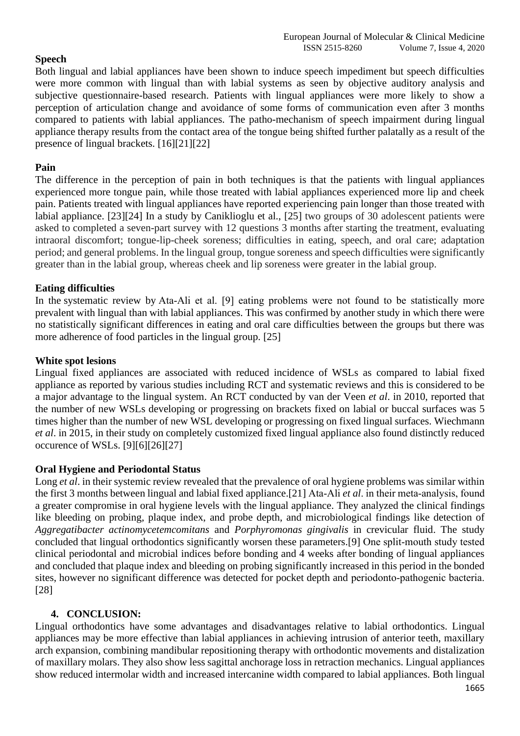**Speech**

Both lingual and labial appliances have been shown to induce speech impediment but speech difficulties were more common with lingual than with labial systems as seen by objective auditory analysis and subjective questionnaire-based research. Patients with lingual appliances were more likely to show a perception of articulation change and avoidance of some forms of communication even after 3 months compared to patients with labial appliances. The patho-mechanism of speech impairment during lingual appliance therapy results from the contact area of the tongue being shifted further palatally as a result of the presence of lingual brackets. [16][21][22]

**Pain**

The difference in the perception of pain in both techniques is that the patients with lingual appliances experienced more tongue pain, while those treated with labial appliances experienced more lip and cheek pain. Patients treated with lingual appliances have reported experiencing pain longer than those treated with labial appliance. [23][24] In a study by Caniklioglu et al., [25] two groups of 30 adolescent patients were asked to completed a seven-part survey with 12 questions 3 months after starting the treatment, evaluating intraoral discomfort; tongue-lip-cheek soreness; difficulties in eating, speech, and oral care; adaptation period; and general problems. In the lingual group, tongue soreness and speech difficulties were significantly greater than in the labial group, whereas cheek and lip soreness were greater in the labial group.

**Eating difficulties**

In the systematic review by Ata-Ali et al. [9] eating problems were not found to be statistically more prevalent with lingual than with labial appliances. This was confirmed by another study in which there were no statistically significant differences in eating and oral care difficulties between the groups but there was more adherence of food particles in the lingual group. [25]

**White spot lesions**

Lingual fixed appliances are associated with reduced incidence of WSLs as compared to labial fixed appliance as reported by various studies including RCT and systematic reviews and this is considered to be a major advantage to the lingual system. An RCT conducted by van der Veen *et al*. in 2010, reported that the number of new WSLs developing or progressing on brackets fixed on labial or buccal surfaces was 5 times higher than the number of new WSL developing or progressing on fixed lingual surfaces. Wiechmann *et al*. in 2015, in their study on completely customized fixed lingual appliance also found distinctly reduced occurence of WSLs. [9][6][26][27]

**Oral Hygiene and Periodontal Status**

Long *et al*. in their systemic review revealed that the prevalence of oral hygiene problems was similar within the first 3 months between lingual and labial fixed appliance.[21] Ata-Ali *et al*. in their meta-analysis, found a greater compromise in oral hygiene levels with the lingual appliance. They analyzed the clinical findings like bleeding on probing, plaque index, and probe depth, and microbiological findings like detection of *Aggregatibacter actinomycetemcomitans* and *Porphyromonas gingivalis* in crevicular fluid. The study concluded that lingual orthodontics significantly worsen these parameters.[9] One split-mouth study tested clinical periodontal and microbial indices before bonding and 4 weeks after bonding of lingual appliances and concluded that plaque index and bleeding on probing significantly increased in this period in the bonded sites, however no significant difference was detected for pocket depth and periodonto-pathogenic bacteria. [28]

## 4. CONCLUSION:

Lingual orthodontics have some advantages and disadvantages relative to labial orthodontics. Lingual appliances may be more effective than labial appliances in achieving intrusion of anterior teeth, maxillary arch expansion, combining mandibular repositioning therapy with orthodontic movements and distalization of maxillary molars. They also show less sagittal anchorage loss in retraction mechanics. Lingual appliances show reduced intermolar width and increased intercanine width compared to labial appliances. Both lingual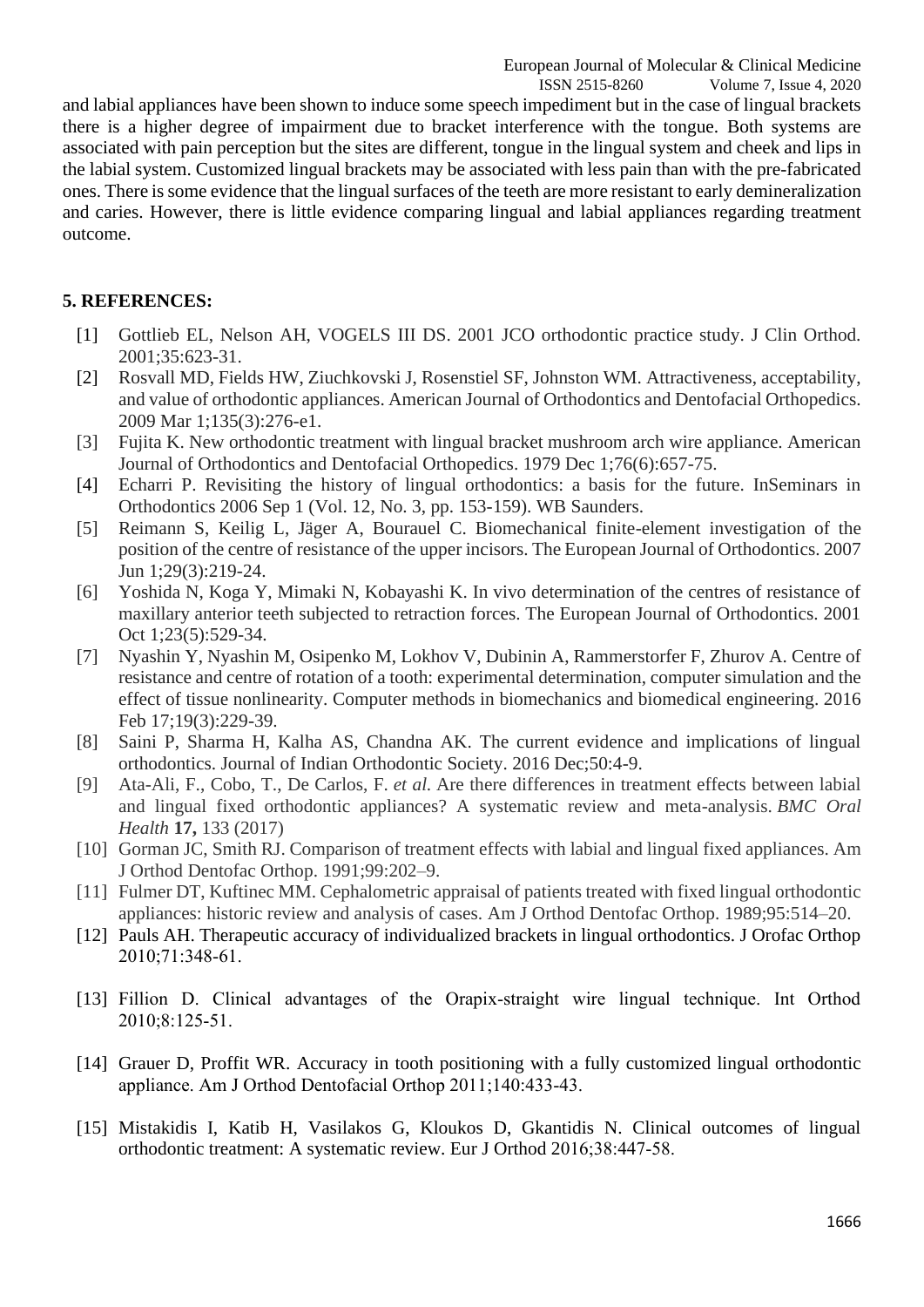and labial appliances have been shown to induce some speech impediment but in the case of lingual brackets there is a higher degree of impairment due to bracket interference with the tongue. Both systems are associated with pain perception but the sites are different, tongue in the lingual system and cheek and lips in the labial system. Customized lingual brackets may be associated with less pain than with the pre-fabricated ones. There is some evidence that the lingual surfaces of the teeth are more resistant to early demineralization and caries. However, there is little evidence comparing lingual and labial appliances regarding treatment outcome.

## 5. REFERENCES:

[1] Gottlieb EL, Nelson AH, VOGELS III DS. 2001 JCO orthodontic practice study. J Clin Orthod. 2001;35:623-31.

[2] Rosvall MD, Fields HW, Ziuchkovski J, Rosenstiel SF, Johnston WM. Attractiveness, acceptability, and value of orthodontic appliances. American Journal of Orthodontics and Dentofacial Orthopedics. 2009 Mar 1;135(3):276-e1.

[3] Fujita K. New orthodontic treatment with lingual bracket mushroom arch wire appliance. American Journal of Orthodontics and Dentofacial Orthopedics. 1979 Dec 1;76(6):657-75.

[4] Echarri P. Revisiting the history of lingual orthodontics: a basis for the future. InSeminars in Orthodontics 2006 Sep 1 (Vol. 12, No. 3, pp. 153-159). WB Saunders.

[5] Reimann S, Keilig L, Jäger A, Bourauel C. Biomechanical finite-element investigation of the position of the centre of resistance of the upper incisors. The European Journal of Orthodontics. 2007 Jun 1;29(3):219-24.

[6] Yoshida N, Koga Y, Mimaki N, Kobayashi K. In vivo determination of the centres of resistance of maxillary anterior teeth subjected to retraction forces. The European Journal of Orthodontics. 2001 Oct 1;23(5):529-34.

[7] Nyashin Y, Nyashin M, Osipenko M, Lokhov V, Dubinin A, Rammerstorfer F, Zhurov A. Centre of resistance and centre of rotation of a tooth: experimental determination, computer simulation and the effect of tissue nonlinearity. Computer methods in biomechanics and biomedical engineering. 2016 Feb 17;19(3):229-39.

[8] Saini P, Sharma H, Kalha AS, Chandna AK. The current evidence and implications of lingual orthodontics. Journal of Indian Orthodontic Society. 2016 Dec;50:4-9.

[9] Ata-Ali, F., Cobo, T., De Carlos, F. *et al.* Are there differences in treatment effects between labial and lingual fixed orthodontic appliances? A systematic review and meta-analysis. *BMC Oral Health* **17,** 133 (2017)

[10] Gorman JC, Smith RJ. Comparison of treatment effects with labial and lingual fixed appliances. Am J Orthod Dentofac Orthop. 1991;99:202–9.

[11] Fulmer DT, Kuftinec MM. Cephalometric appraisal of patients treated with fixed lingual orthodontic appliances: historic review and analysis of cases. Am J Orthod Dentofac Orthop. 1989;95:514–20.

[12] Pauls AH. Therapeutic accuracy of individualized brackets in lingual orthodontics. J Orofac Orthop 2010;71:348-61.

[13] Fillion D. Clinical advantages of the Orapix-straight wire lingual technique. Int Orthod 2010;8:125-51.

[14] Grauer D, Proffit WR. Accuracy in tooth positioning with a fully customized lingual orthodontic appliance. Am J Orthod Dentofacial Orthop 2011;140:433-43.

[15] Mistakidis I, Katib H, Vasilakos G, Kloukos D, Gkantidis N. Clinical outcomes of lingual orthodontic treatment: A systematic review. Eur J Orthod 2016;38:447-58.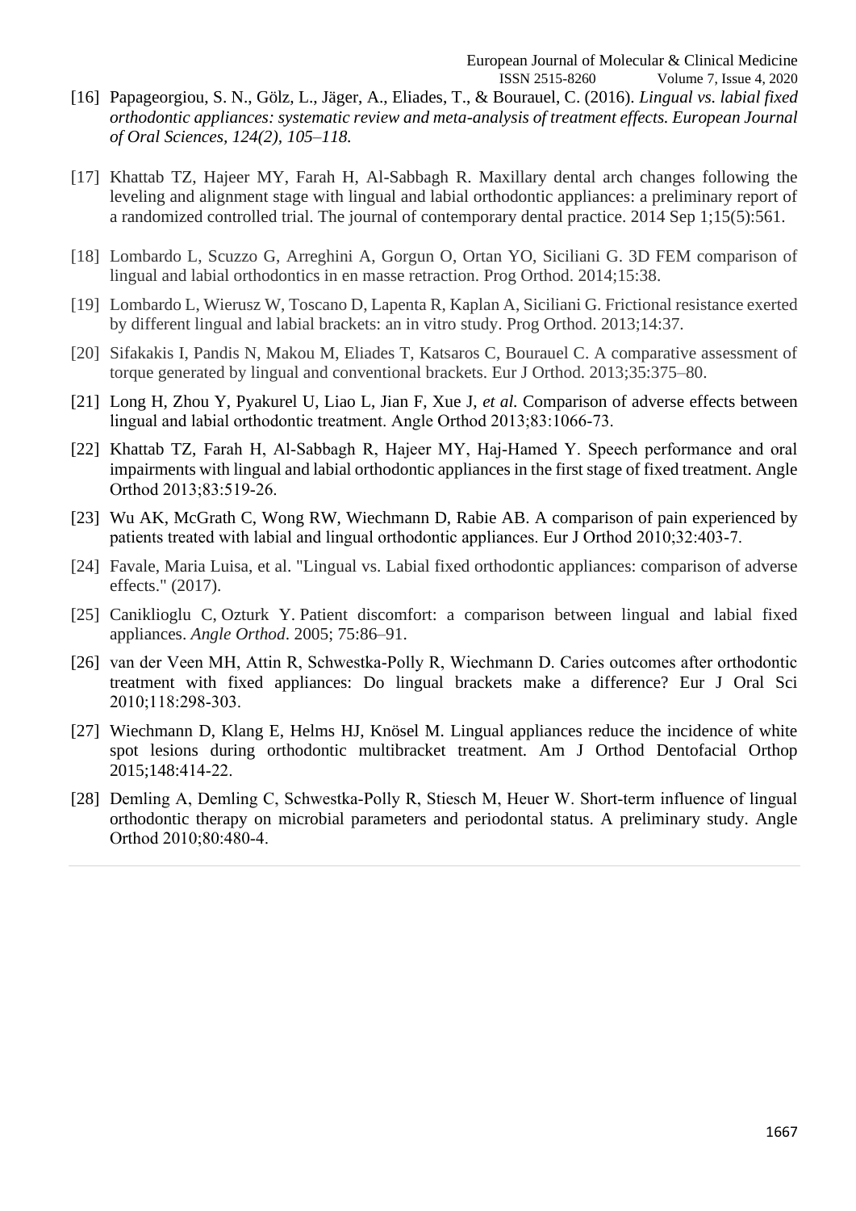[16] Papageorgiou, S. N., Gölz, L., Jäger, A., Eliades, T., & Bourauel, C. (2016). *Lingual vs. labial fixed orthodontic appliances: systematic review and meta-analysis of treatment effects. European Journal of Oral Sciences, 124(2), 105–118.*

[17] Khattab TZ, Hajeer MY, Farah H, Al-Sabbagh R. Maxillary dental arch changes following the leveling and alignment stage with lingual and labial orthodontic appliances: a preliminary report of a randomized controlled trial. The journal of contemporary dental practice. 2014 Sep 1;15(5):561.

[18] Lombardo L, Scuzzo G, Arreghini A, Gorgun O, Ortan YO, Siciliani G. 3D FEM comparison of lingual and labial orthodontics in en masse retraction. Prog Orthod. 2014;15:38.

[19] Lombardo L, Wierusz W, Toscano D, Lapenta R, Kaplan A, Siciliani G. Frictional resistance exerted by different lingual and labial brackets: an in vitro study. Prog Orthod. 2013;14:37.

[20] Sifakakis I, Pandis N, Makou M, Eliades T, Katsaros C, Bourauel C. A comparative assessment of torque generated by lingual and conventional brackets. Eur J Orthod. 2013;35:375–80.

[21] Long H, Zhou Y, Pyakurel U, Liao L, Jian F, Xue J, *et al.* Comparison of adverse effects between lingual and labial orthodontic treatment. Angle Orthod 2013;83:1066-73.

[22] Khattab TZ, Farah H, Al-Sabbagh R, Hajeer MY, Haj-Hamed Y. Speech performance and oral impairments with lingual and labial orthodontic appliances in the first stage of fixed treatment. Angle Orthod 2013;83:519-26.

[23] Wu AK, McGrath C, Wong RW, Wiechmann D, Rabie AB. A comparison of pain experienced by patients treated with labial and lingual orthodontic appliances. Eur J Orthod 2010;32:403-7.

[24] Favale, Maria Luisa, et al. "Lingual vs. Labial fixed orthodontic appliances: comparison of adverse effects." (2017).

[25] Caniklioglu C, Ozturk Y. Patient discomfort: a comparison between lingual and labial fixed appliances. *Angle Orthod*. 2005; 75:86–91.

[26] van der Veen MH, Attin R, Schwestka-Polly R, Wiechmann D. Caries outcomes after orthodontic treatment with fixed appliances: Do lingual brackets make a difference? Eur J Oral Sci 2010;118:298-303.

[27] Wiechmann D, Klang E, Helms HJ, Knösel M. Lingual appliances reduce the incidence of white spot lesions during orthodontic multibracket treatment. Am J Orthod Dentofacial Orthop 2015;148:414-22.

[28] Demling A, Demling C, Schwestka-Polly R, Stiesch M, Heuer W. Short-term influence of lingual orthodontic therapy on microbial parameters and periodontal status. A preliminary study. Angle Orthod 2010;80:480-4.